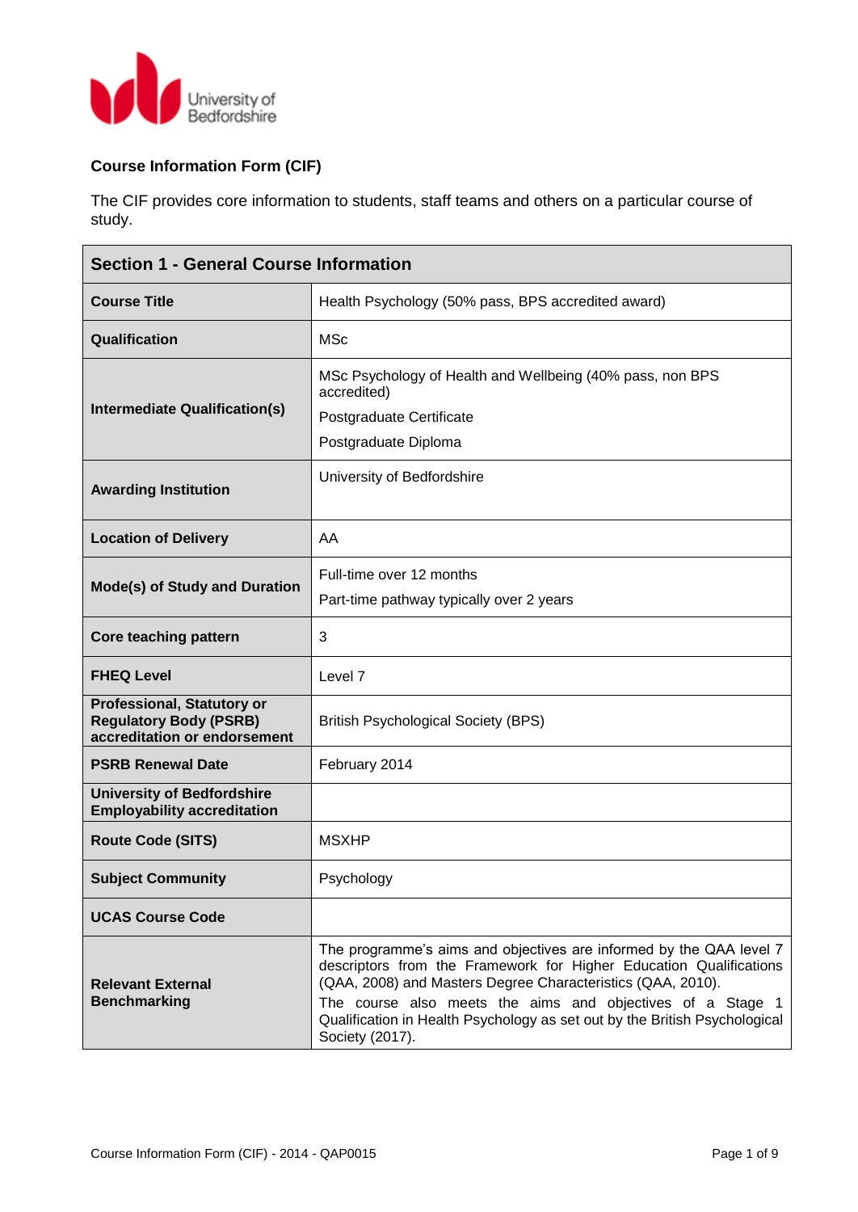**Course Information Form (CIF)**

The CIF provides core information to students, staff teams and others on a particular course of study.

| Section 1 - General Course Information | |
|---|---|
| **Course Title** | Health Psychology (50% pass, BPS accredited award) |
| **Qualification** | MSc |
| **Intermediate Qualification(s)** | MSc Psychology of Health and Wellbeing (40% pass, non BPS accredited)<br>Postgraduate Certificate<br>Postgraduate Diploma |
| **Awarding Institution** | University of Bedfordshire |
| **Location of Delivery** | AA |
| **Mode(s) of Study and Duration** | Full-time over 12 months<br>Part-time pathway typically over 2 years |
| **Core teaching pattern** | 3 |
| **FHEQ Level** | Level 7 |
| **Professional, Statutory or Regulatory Body (PSRB) accreditation or endorsement** | British Psychological Society (BPS) |
| **PSRB Renewal Date** | February 2014 |
| **University of Bedfordshire Employability accreditation** | |
| **Route Code (SITS)** | MSXHP |
| **Subject Community** | Psychology |
| **UCAS Course Code** | |
| **Relevant External Benchmarking** | The programme's aims and objectives are informed by the QAA level 7 descriptors from the Framework for Higher Education Qualifications (QAA, 2008) and Masters Degree Characteristics (QAA, 2010).<br>The course also meets the aims and objectives of a Stage 1 Qualification in Health Psychology as set out by the British Psychological Society (2017). |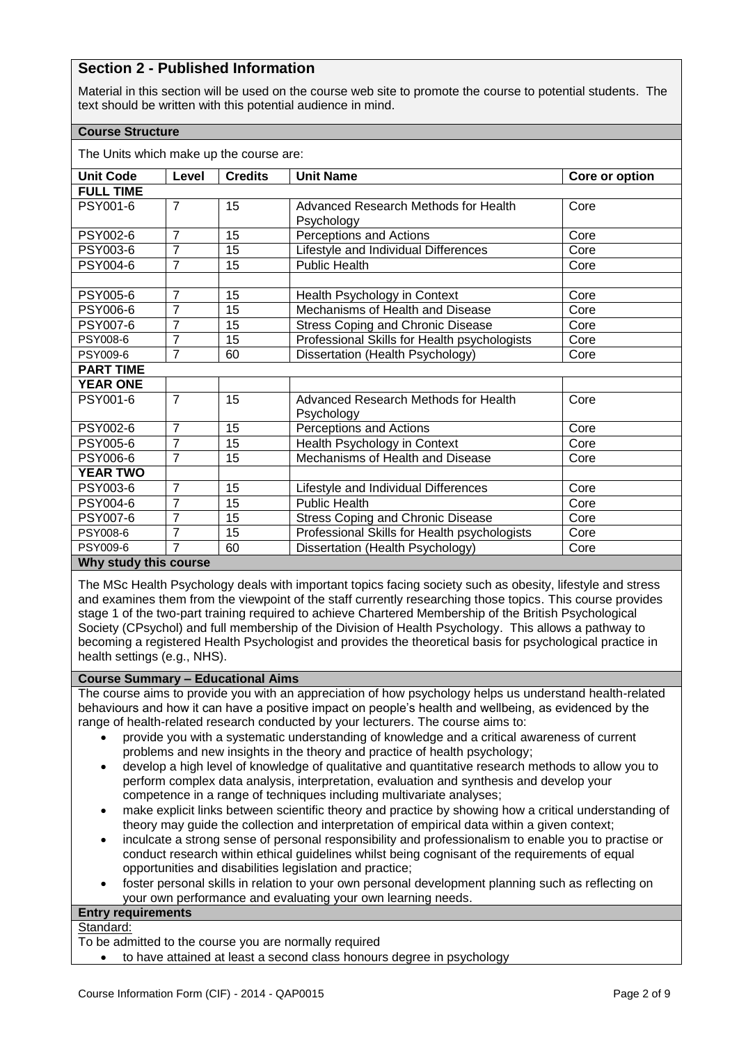## Section 2 - Published Information

Material in this section will be used on the course web site to promote the course to potential students. The text should be written with this potential audience in mind.

### Course Structure

The Units which make up the course are:

| Unit Code | Level | Credits | Unit Name | Core or option |
|---|---|---|---|---|
| **FULL TIME** | | | | |
| PSY001-6 | 7 | 15 | Advanced Research Methods for Health Psychology | Core |
| PSY002-6 | 7 | 15 | Perceptions and Actions | Core |
| PSY003-6 | 7 | 15 | Lifestyle and Individual Differences | Core |
| PSY004-6 | 7 | 15 | Public Health | Core |
| | | | | |
| PSY005-6 | 7 | 15 | Health Psychology in Context | Core |
| PSY006-6 | 7 | 15 | Mechanisms of Health and Disease | Core |
| PSY007-6 | 7 | 15 | Stress Coping and Chronic Disease | Core |
| PSY008-6 | 7 | 15 | Professional Skills for Health psychologists | Core |
| PSY009-6 | 7 | 60 | Dissertation (Health Psychology) | Core |
| **PART TIME** | | | | |
| **YEAR ONE** | | | | |
| PSY001-6 | 7 | 15 | Advanced Research Methods for Health Psychology | Core |
| PSY002-6 | 7 | 15 | Perceptions and Actions | Core |
| PSY005-6 | 7 | 15 | Health Psychology in Context | Core |
| PSY006-6 | 7 | 15 | Mechanisms of Health and Disease | Core |
| **YEAR TWO** | | | | |
| PSY003-6 | 7 | 15 | Lifestyle and Individual Differences | Core |
| PSY004-6 | 7 | 15 | Public Health | Core |
| PSY007-6 | 7 | 15 | Stress Coping and Chronic Disease | Core |
| PSY008-6 | 7 | 15 | Professional Skills for Health psychologists | Core |
| PSY009-6 | 7 | 60 | Dissertation (Health Psychology) | Core |

### Why study this course

The MSc Health Psychology deals with important topics facing society such as obesity, lifestyle and stress and examines them from the viewpoint of the staff currently researching those topics. This course provides stage 1 of the two-part training required to achieve Chartered Membership of the British Psychological Society (CPsychol) and full membership of the Division of Health Psychology. This allows a pathway to becoming a registered Health Psychologist and provides the theoretical basis for psychological practice in health settings (e.g., NHS).

### Course Summary – Educational Aims

The course aims to provide you with an appreciation of how psychology helps us understand health-related behaviours and how it can have a positive impact on people's health and wellbeing, as evidenced by the range of health-related research conducted by your lecturers. The course aims to:

- provide you with a systematic understanding of knowledge and a critical awareness of current problems and new insights in the theory and practice of health psychology;
- develop a high level of knowledge of qualitative and quantitative research methods to allow you to perform complex data analysis, interpretation, evaluation and synthesis and develop your competence in a range of techniques including multivariate analyses;
- make explicit links between scientific theory and practice by showing how a critical understanding of theory may guide the collection and interpretation of empirical data within a given context;
- inculcate a strong sense of personal responsibility and professionalism to enable you to practise or conduct research within ethical guidelines whilst being cognisant of the requirements of equal opportunities and disabilities legislation and practice;
- foster personal skills in relation to your own personal development planning such as reflecting on your own performance and evaluating your own learning needs.

### Entry requirements

Standard:

To be admitted to the course you are normally required

- to have attained at least a second class honours degree in psychology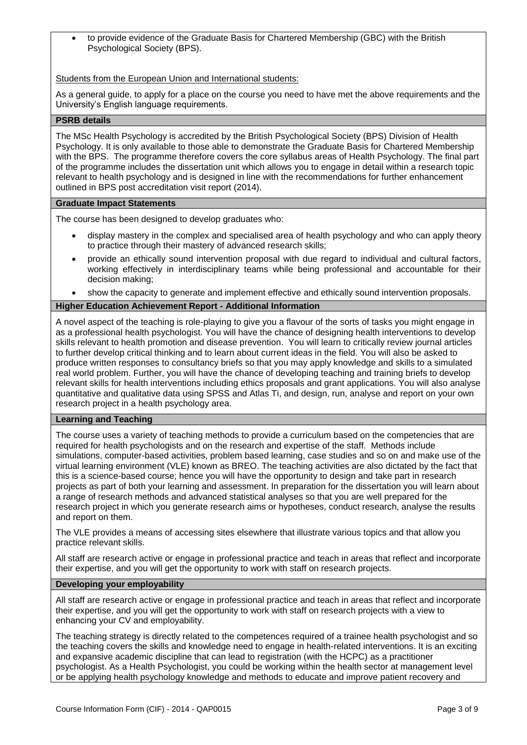- to provide evidence of the Graduate Basis for Chartered Membership (GBC) with the British Psychological Society (BPS).

Students from the European Union and International students:

As a general guide, to apply for a place on the course you need to have met the above requirements and the University's English language requirements.

**PSRB details**

The MSc Health Psychology is accredited by the British Psychological Society (BPS) Division of Health Psychology. It is only available to those able to demonstrate the Graduate Basis for Chartered Membership with the BPS. The programme therefore covers the core syllabus areas of Health Psychology. The final part of the programme includes the dissertation unit which allows you to engage in detail within a research topic relevant to health psychology and is designed in line with the recommendations for further enhancement outlined in BPS post accreditation visit report (2014).

**Graduate Impact Statements**

The course has been designed to develop graduates who:

- display mastery in the complex and specialised area of health psychology and who can apply theory to practice through their mastery of advanced research skills;
- provide an ethically sound intervention proposal with due regard to individual and cultural factors, working effectively in interdisciplinary teams while being professional and accountable for their decision making;
- show the capacity to generate and implement effective and ethically sound intervention proposals.

**Higher Education Achievement Report - Additional Information**

A novel aspect of the teaching is role-playing to give you a flavour of the sorts of tasks you might engage in as a professional health psychologist. You will have the chance of designing health interventions to develop skills relevant to health promotion and disease prevention. You will learn to critically review journal articles to further develop critical thinking and to learn about current ideas in the field. You will also be asked to produce written responses to consultancy briefs so that you may apply knowledge and skills to a simulated real world problem. Further, you will have the chance of developing teaching and training briefs to develop relevant skills for health interventions including ethics proposals and grant applications. You will also analyse quantitative and qualitative data using SPSS and Atlas Ti, and design, run, analyse and report on your own research project in a health psychology area.

**Learning and Teaching**

The course uses a variety of teaching methods to provide a curriculum based on the competencies that are required for health psychologists and on the research and expertise of the staff. Methods include simulations, computer-based activities, problem based learning, case studies and so on and make use of the virtual learning environment (VLE) known as BREO. The teaching activities are also dictated by the fact that this is a science-based course; hence you will have the opportunity to design and take part in research projects as part of both your learning and assessment. In preparation for the dissertation you will learn about a range of research methods and advanced statistical analyses so that you are well prepared for the research project in which you generate research aims or hypotheses, conduct research, analyse the results and report on them.

The VLE provides a means of accessing sites elsewhere that illustrate various topics and that allow you practice relevant skills.

All staff are research active or engage in professional practice and teach in areas that reflect and incorporate their expertise, and you will get the opportunity to work with staff on research projects.

**Developing your employability**

All staff are research active or engage in professional practice and teach in areas that reflect and incorporate their expertise, and you will get the opportunity to work with staff on research projects with a view to enhancing your CV and employability.

The teaching strategy is directly related to the competences required of a trainee health psychologist and so the teaching covers the skills and knowledge need to engage in health-related interventions. It is an exciting and expansive academic discipline that can lead to registration (with the HCPC) as a practitioner psychologist. As a Health Psychologist, you could be working within the health sector at management level or be applying health psychology knowledge and methods to educate and improve patient recovery and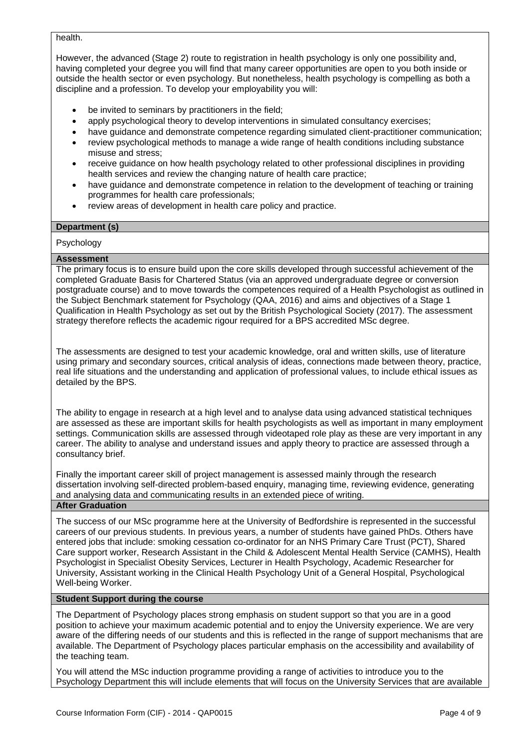health.

However, the advanced (Stage 2) route to registration in health psychology is only one possibility and, having completed your degree you will find that many career opportunities are open to you both inside or outside the health sector or even psychology. But nonetheless, health psychology is compelling as both a discipline and a profession. To develop your employability you will:

- be invited to seminars by practitioners in the field;
- apply psychological theory to develop interventions in simulated consultancy exercises;
- have guidance and demonstrate competence regarding simulated client-practitioner communication;
- review psychological methods to manage a wide range of health conditions including substance misuse and stress;
- receive guidance on how health psychology related to other professional disciplines in providing health services and review the changing nature of health care practice;
- have guidance and demonstrate competence in relation to the development of teaching or training programmes for health care professionals;
- review areas of development in health care policy and practice.

## Department (s)

Psychology

## Assessment

The primary focus is to ensure build upon the core skills developed through successful achievement of the completed Graduate Basis for Chartered Status (via an approved undergraduate degree or conversion postgraduate course) and to move towards the competences required of a Health Psychologist as outlined in the Subject Benchmark statement for Psychology (QAA, 2016) and aims and objectives of a Stage 1 Qualification in Health Psychology as set out by the British Psychological Society (2017). The assessment strategy therefore reflects the academic rigour required for a BPS accredited MSc degree.

The assessments are designed to test your academic knowledge, oral and written skills, use of literature using primary and secondary sources, critical analysis of ideas, connections made between theory, practice, real life situations and the understanding and application of professional values, to include ethical issues as detailed by the BPS.

The ability to engage in research at a high level and to analyse data using advanced statistical techniques are assessed as these are important skills for health psychologists as well as important in many employment settings. Communication skills are assessed through videotaped role play as these are very important in any career. The ability to analyse and understand issues and apply theory to practice are assessed through a consultancy brief.

Finally the important career skill of project management is assessed mainly through the research dissertation involving self-directed problem-based enquiry, managing time, reviewing evidence, generating and analysing data and communicating results in an extended piece of writing.

## After Graduation

The success of our MSc programme here at the University of Bedfordshire is represented in the successful careers of our previous students. In previous years, a number of students have gained PhDs. Others have entered jobs that include: smoking cessation co-ordinator for an NHS Primary Care Trust (PCT), Shared Care support worker, Research Assistant in the Child & Adolescent Mental Health Service (CAMHS), Health Psychologist in Specialist Obesity Services, Lecturer in Health Psychology, Academic Researcher for University, Assistant working in the Clinical Health Psychology Unit of a General Hospital, Psychological Well-being Worker.

## Student Support during the course

The Department of Psychology places strong emphasis on student support so that you are in a good position to achieve your maximum academic potential and to enjoy the University experience. We are very aware of the differing needs of our students and this is reflected in the range of support mechanisms that are available. The Department of Psychology places particular emphasis on the accessibility and availability of the teaching team.

You will attend the MSc induction programme providing a range of activities to introduce you to the Psychology Department this will include elements that will focus on the University Services that are available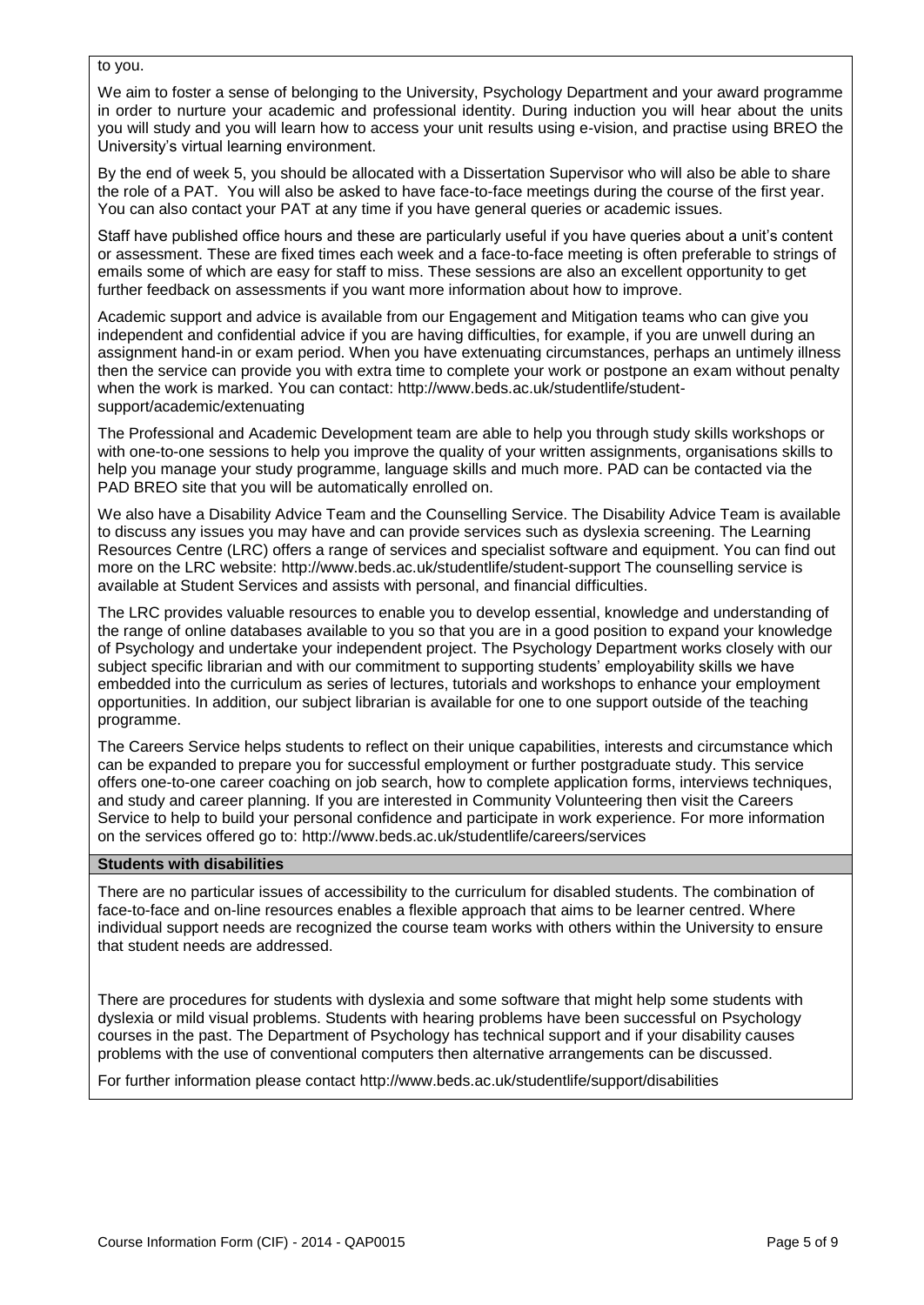to you.

We aim to foster a sense of belonging to the University, Psychology Department and your award programme in order to nurture your academic and professional identity. During induction you will hear about the units you will study and you will learn how to access your unit results using e-vision, and practise using BREO the University's virtual learning environment.

By the end of week 5, you should be allocated with a Dissertation Supervisor who will also be able to share the role of a PAT. You will also be asked to have face-to-face meetings during the course of the first year. You can also contact your PAT at any time if you have general queries or academic issues.

Staff have published office hours and these are particularly useful if you have queries about a unit's content or assessment. These are fixed times each week and a face-to-face meeting is often preferable to strings of emails some of which are easy for staff to miss. These sessions are also an excellent opportunity to get further feedback on assessments if you want more information about how to improve.

Academic support and advice is available from our Engagement and Mitigation teams who can give you independent and confidential advice if you are having difficulties, for example, if you are unwell during an assignment hand-in or exam period. When you have extenuating circumstances, perhaps an untimely illness then the service can provide you with extra time to complete your work or postpone an exam without penalty when the work is marked. You can contact: http://www.beds.ac.uk/studentlife/student-support/academic/extenuating

The Professional and Academic Development team are able to help you through study skills workshops or with one-to-one sessions to help you improve the quality of your written assignments, organisations skills to help you manage your study programme, language skills and much more. PAD can be contacted via the PAD BREO site that you will be automatically enrolled on.

We also have a Disability Advice Team and the Counselling Service. The Disability Advice Team is available to discuss any issues you may have and can provide services such as dyslexia screening. The Learning Resources Centre (LRC) offers a range of services and specialist software and equipment. You can find out more on the LRC website: http://www.beds.ac.uk/studentlife/student-support The counselling service is available at Student Services and assists with personal, and financial difficulties.

The LRC provides valuable resources to enable you to develop essential, knowledge and understanding of the range of online databases available to you so that you are in a good position to expand your knowledge of Psychology and undertake your independent project. The Psychology Department works closely with our subject specific librarian and with our commitment to supporting students' employability skills we have embedded into the curriculum as series of lectures, tutorials and workshops to enhance your employment opportunities. In addition, our subject librarian is available for one to one support outside of the teaching programme.

The Careers Service helps students to reflect on their unique capabilities, interests and circumstance which can be expanded to prepare you for successful employment or further postgraduate study. This service offers one-to-one career coaching on job search, how to complete application forms, interviews techniques, and study and career planning. If you are interested in Community Volunteering then visit the Careers Service to help to build your personal confidence and participate in work experience. For more information on the services offered go to: http://www.beds.ac.uk/studentlife/careers/services

**Students with disabilities**

There are no particular issues of accessibility to the curriculum for disabled students. The combination of face-to-face and on-line resources enables a flexible approach that aims to be learner centred. Where individual support needs are recognized the course team works with others within the University to ensure that student needs are addressed.

There are procedures for students with dyslexia and some software that might help some students with dyslexia or mild visual problems. Students with hearing problems have been successful on Psychology courses in the past. The Department of Psychology has technical support and if your disability causes problems with the use of conventional computers then alternative arrangements can be discussed.

For further information please contact http://www.beds.ac.uk/studentlife/support/disabilities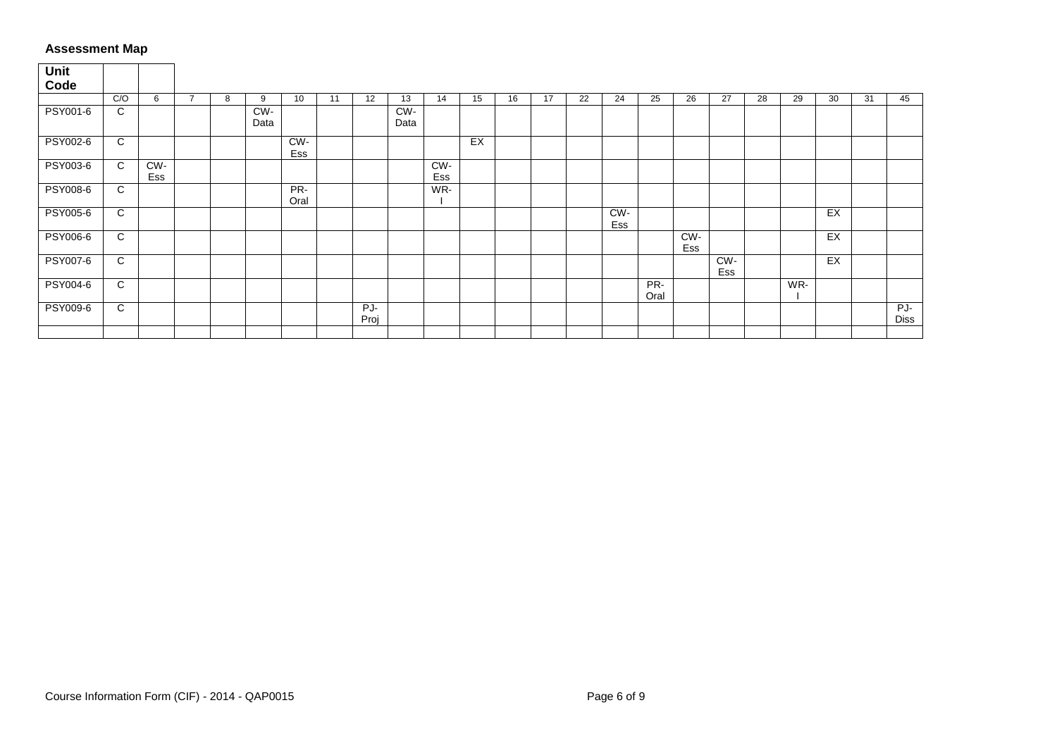## Assessment Map

| Unit Code | C/O | 6 | 7 | 8 | 9 | 10 | 11 | 12 | 13 | 14 | 15 | 16 | 17 | 22 | 24 | 25 | 26 | 27 | 28 | 29 | 30 | 31 | 45 |
|---|---|---|---|---|---|---|---|---|---|---|---|---|---|---|---|---|---|---|---|---|---|---|---|
| PSY001-6 | C | | | | CW-Data | | | | CW-Data | | | | | | | | | | | | | | |
| PSY002-6 | C | | | | | CW-Ess | | | | | EX | | | | | | | | | | | | |
| PSY003-6 | C | CW-Ess | | | | | | | | CW-Ess | | | | | | | | | | | | | |
| PSY008-6 | C | | | | | PR-Oral | | | | WR-I | | | | | | | | | | | | | |
| PSY005-6 | C | | | | | | | | | | | | | | CW-Ess | | | | | | EX | | |
| PSY006-6 | C | | | | | | | | | | | | | | | | CW-Ess | | | | EX | | |
| PSY007-6 | C | | | | | | | | | | | | | | | | | CW-Ess | | | EX | | |
| PSY004-6 | C | | | | | | | | | | | | | | | PR-Oral | | | | WR-I | | | |
| PSY009-6 | C | | | | | | | PJ-Proj | | | | | | | | | | | | | | | PJ-Diss |
| | | | | | | | | | | | | | | | | | | | | | | | |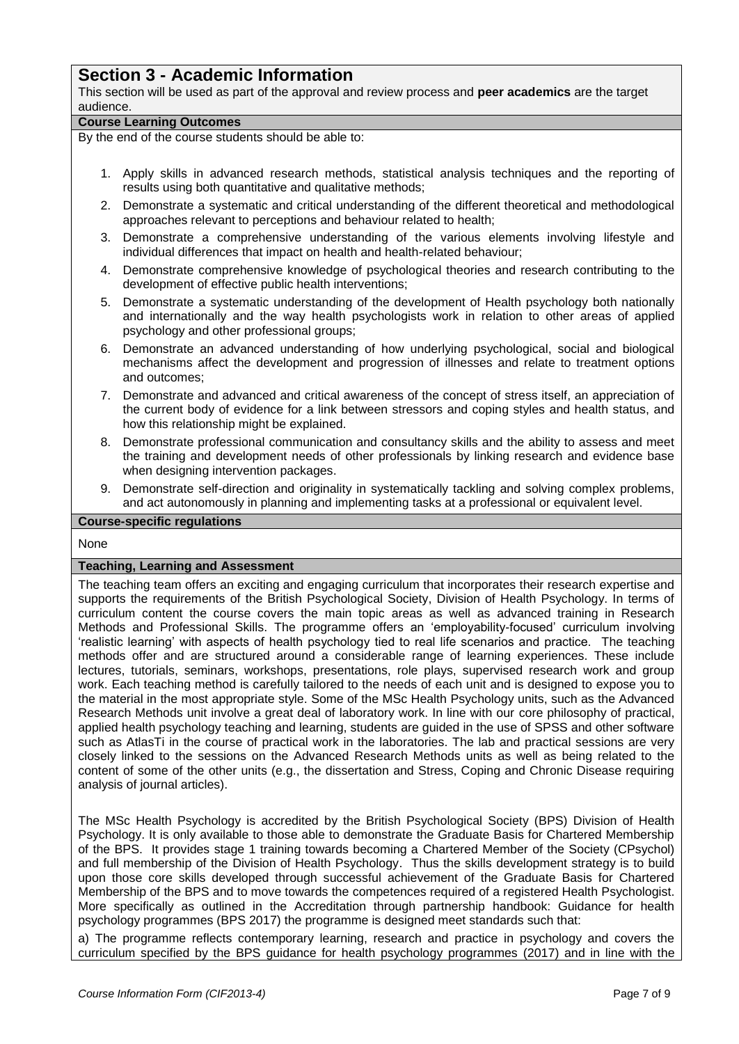## Section 3 - Academic Information

This section will be used as part of the approval and review process and **peer academics** are the target audience.

### Course Learning Outcomes

By the end of the course students should be able to:

1. Apply skills in advanced research methods, statistical analysis techniques and the reporting of results using both quantitative and qualitative methods;
2. Demonstrate a systematic and critical understanding of the different theoretical and methodological approaches relevant to perceptions and behaviour related to health;
3. Demonstrate a comprehensive understanding of the various elements involving lifestyle and individual differences that impact on health and health-related behaviour;
4. Demonstrate comprehensive knowledge of psychological theories and research contributing to the development of effective public health interventions;
5. Demonstrate a systematic understanding of the development of Health psychology both nationally and internationally and the way health psychologists work in relation to other areas of applied psychology and other professional groups;
6. Demonstrate an advanced understanding of how underlying psychological, social and biological mechanisms affect the development and progression of illnesses and relate to treatment options and outcomes;
7. Demonstrate and advanced and critical awareness of the concept of stress itself, an appreciation of the current body of evidence for a link between stressors and coping styles and health status, and how this relationship might be explained.
8. Demonstrate professional communication and consultancy skills and the ability to assess and meet the training and development needs of other professionals by linking research and evidence base when designing intervention packages.
9. Demonstrate self-direction and originality in systematically tackling and solving complex problems, and act autonomously in planning and implementing tasks at a professional or equivalent level.

### Course-specific regulations

None

### Teaching, Learning and Assessment

The teaching team offers an exciting and engaging curriculum that incorporates their research expertise and supports the requirements of the British Psychological Society, Division of Health Psychology. In terms of curriculum content the course covers the main topic areas as well as advanced training in Research Methods and Professional Skills. The programme offers an 'employability-focused' curriculum involving 'realistic learning' with aspects of health psychology tied to real life scenarios and practice. The teaching methods offer and are structured around a considerable range of learning experiences. These include lectures, tutorials, seminars, workshops, presentations, role plays, supervised research work and group work. Each teaching method is carefully tailored to the needs of each unit and is designed to expose you to the material in the most appropriate style. Some of the MSc Health Psychology units, such as the Advanced Research Methods unit involve a great deal of laboratory work. In line with our core philosophy of practical, applied health psychology teaching and learning, students are guided in the use of SPSS and other software such as AtlasTi in the course of practical work in the laboratories. The lab and practical sessions are very closely linked to the sessions on the Advanced Research Methods units as well as being related to the content of some of the other units (e.g., the dissertation and Stress, Coping and Chronic Disease requiring analysis of journal articles).

The MSc Health Psychology is accredited by the British Psychological Society (BPS) Division of Health Psychology. It is only available to those able to demonstrate the Graduate Basis for Chartered Membership of the BPS. It provides stage 1 training towards becoming a Chartered Member of the Society (CPsychol) and full membership of the Division of Health Psychology. Thus the skills development strategy is to build upon those core skills developed through successful achievement of the Graduate Basis for Chartered Membership of the BPS and to move towards the competences required of a registered Health Psychologist. More specifically as outlined in the Accreditation through partnership handbook: Guidance for health psychology programmes (BPS 2017) the programme is designed meet standards such that:

a) The programme reflects contemporary learning, research and practice in psychology and covers the curriculum specified by the BPS guidance for health psychology programmes (2017) and in line with the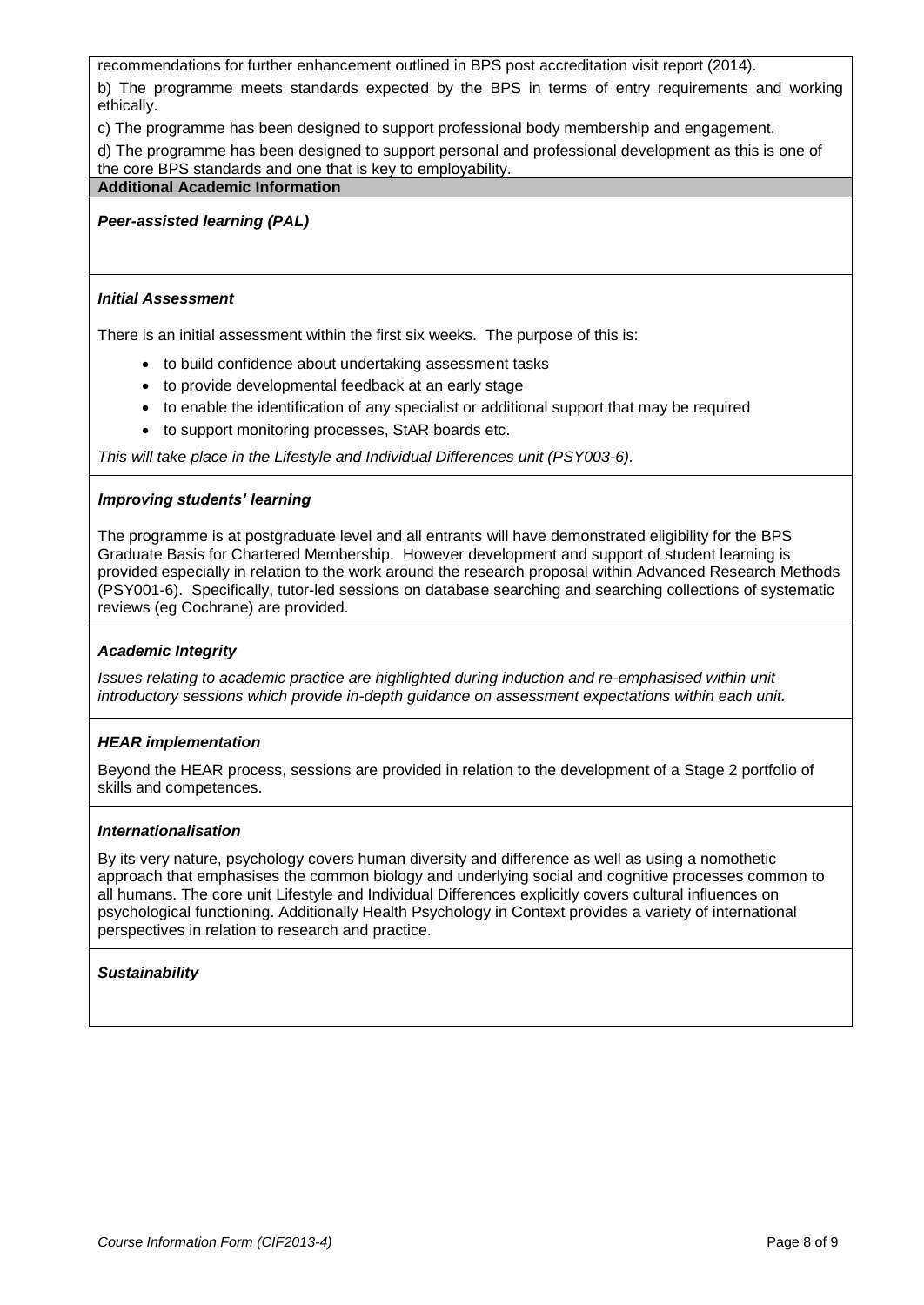recommendations for further enhancement outlined in BPS post accreditation visit report (2014).

b) The programme meets standards expected by the BPS in terms of entry requirements and working ethically.

c) The programme has been designed to support professional body membership and engagement.

d) The programme has been designed to support personal and professional development as this is one of the core BPS standards and one that is key to employability.

## Additional Academic Information

### *Peer-assisted learning (PAL)*

### *Initial Assessment*

There is an initial assessment within the first six weeks. The purpose of this is:

- to build confidence about undertaking assessment tasks
- to provide developmental feedback at an early stage
- to enable the identification of any specialist or additional support that may be required
- to support monitoring processes, StAR boards etc.

*This will take place in the Lifestyle and Individual Differences unit (PSY003-6).*

### *Improving students' learning*

The programme is at postgraduate level and all entrants will have demonstrated eligibility for the BPS Graduate Basis for Chartered Membership. However development and support of student learning is provided especially in relation to the work around the research proposal within Advanced Research Methods (PSY001-6). Specifically, tutor-led sessions on database searching and searching collections of systematic reviews (eg Cochrane) are provided.

### *Academic Integrity*

*Issues relating to academic practice are highlighted during induction and re-emphasised within unit introductory sessions which provide in-depth guidance on assessment expectations within each unit.*

### *HEAR implementation*

Beyond the HEAR process, sessions are provided in relation to the development of a Stage 2 portfolio of skills and competences.

### *Internationalisation*

By its very nature, psychology covers human diversity and difference as well as using a nomothetic approach that emphasises the common biology and underlying social and cognitive processes common to all humans. The core unit Lifestyle and Individual Differences explicitly covers cultural influences on psychological functioning. Additionally Health Psychology in Context provides a variety of international perspectives in relation to research and practice.

### *Sustainability*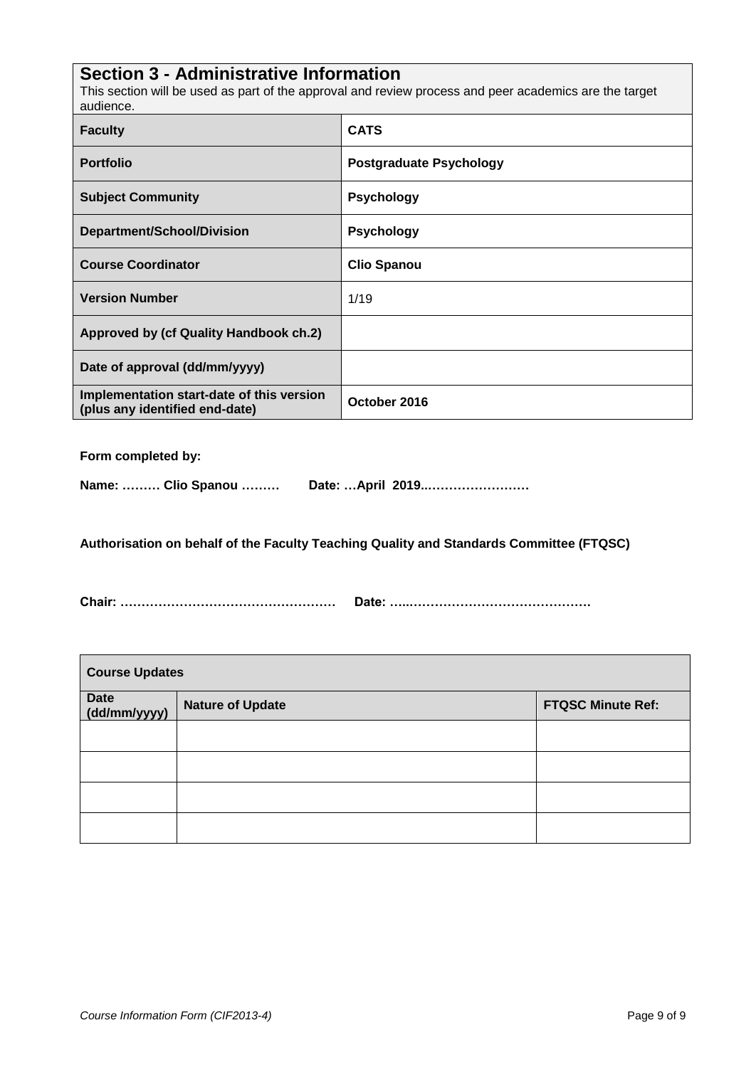## Section 3 - Administrative Information

This section will be used as part of the approval and review process and peer academics are the target audience.

| | |
|---|---|
| **Faculty** | **CATS** |
| **Portfolio** | **Postgraduate Psychology** |
| **Subject Community** | **Psychology** |
| **Department/School/Division** | **Psychology** |
| **Course Coordinator** | **Clio Spanou** |
| **Version Number** | 1/19 |
| **Approved by (cf Quality Handbook ch.2)** | |
| **Date of approval (dd/mm/yyyy)** | |
| **Implementation start-date of this version (plus any identified end-date)** | **October 2016** |

**Form completed by:**

**Name: ……… Clio Spanou ……… Date: …April 2019..……………………**

**Authorisation on behalf of the Faculty Teaching Quality and Standards Committee (FTQSC)**

**Chair: …………………………………………… Date: …..……………………………………**

| **Course Updates** | | |
|---|---|---|
| **Date (dd/mm/yyyy)** | **Nature of Update** | **FTQSC Minute Ref:** |
| | | |
| | | |
| | | |
| | | |